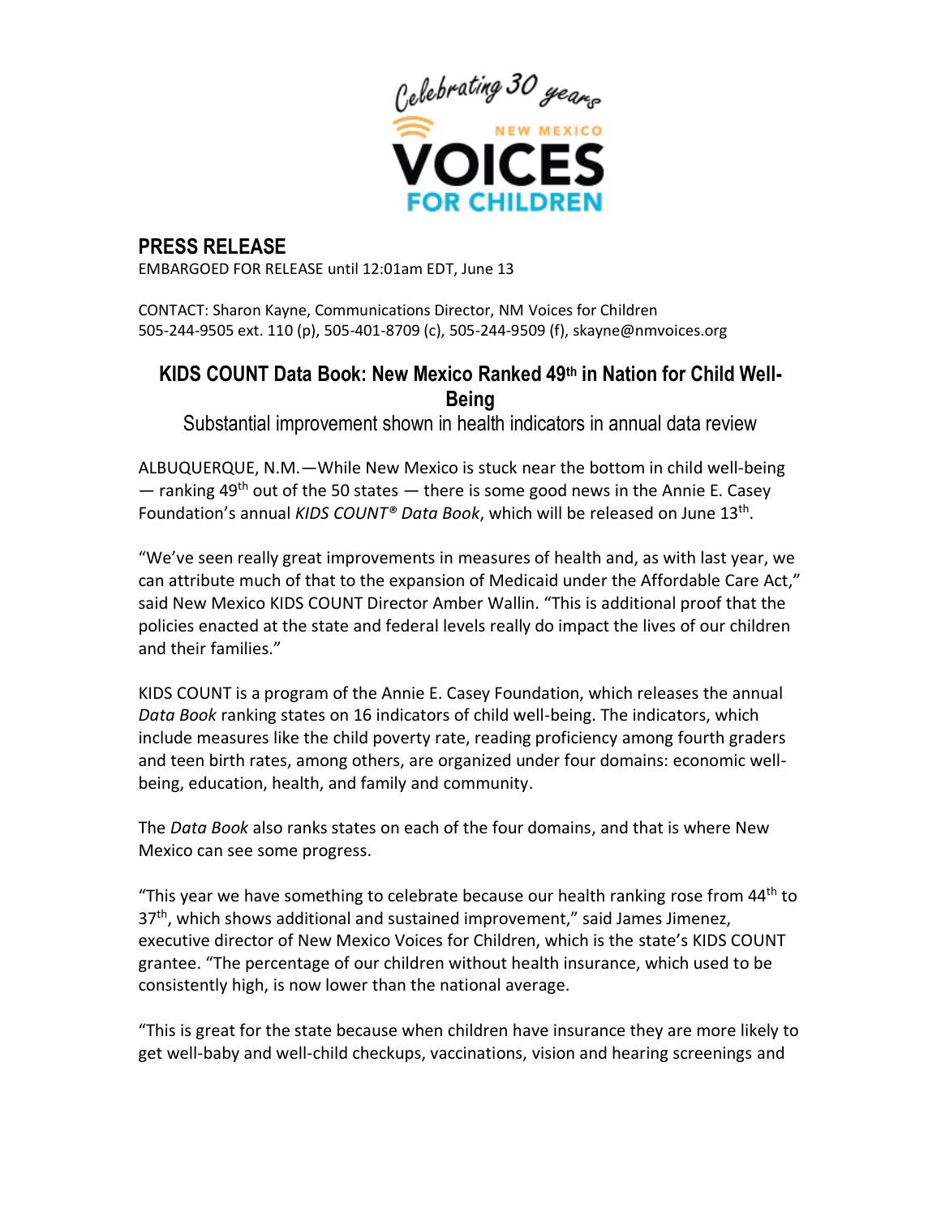# PRESS RELEASE

EMBARGOED FOR RELEASE until 12:01am EDT, June 13

CONTACT: Sharon Kayne, Communications Director, NM Voices for Children
505-244-9505 ext. 110 (p), 505-401-8709 (c), 505-244-9509 (f), skayne@nmvoices.org

## KIDS COUNT Data Book: New Mexico Ranked 49th in Nation for Child Well-Being

### Substantial improvement shown in health indicators in annual data review

ALBUQUERQUE, N.M.—While New Mexico is stuck near the bottom in child well-being — ranking 49th out of the 50 states — there is some good news in the Annie E. Casey Foundation's annual *KIDS COUNT® Data Book*, which will be released on June 13th.

"We've seen really great improvements in measures of health and, as with last year, we can attribute much of that to the expansion of Medicaid under the Affordable Care Act," said New Mexico KIDS COUNT Director Amber Wallin. "This is additional proof that the policies enacted at the state and federal levels really do impact the lives of our children and their families."

KIDS COUNT is a program of the Annie E. Casey Foundation, which releases the annual *Data Book* ranking states on 16 indicators of child well-being. The indicators, which include measures like the child poverty rate, reading proficiency among fourth graders and teen birth rates, among others, are organized under four domains: economic well-being, education, health, and family and community.

The *Data Book* also ranks states on each of the four domains, and that is where New Mexico can see some progress.

"This year we have something to celebrate because our health ranking rose from 44th to 37th, which shows additional and sustained improvement," said James Jimenez, executive director of New Mexico Voices for Children, which is the state's KIDS COUNT grantee. "The percentage of our children without health insurance, which used to be consistently high, is now lower than the national average.

"This is great for the state because when children have insurance they are more likely to get well-baby and well-child checkups, vaccinations, vision and hearing screenings and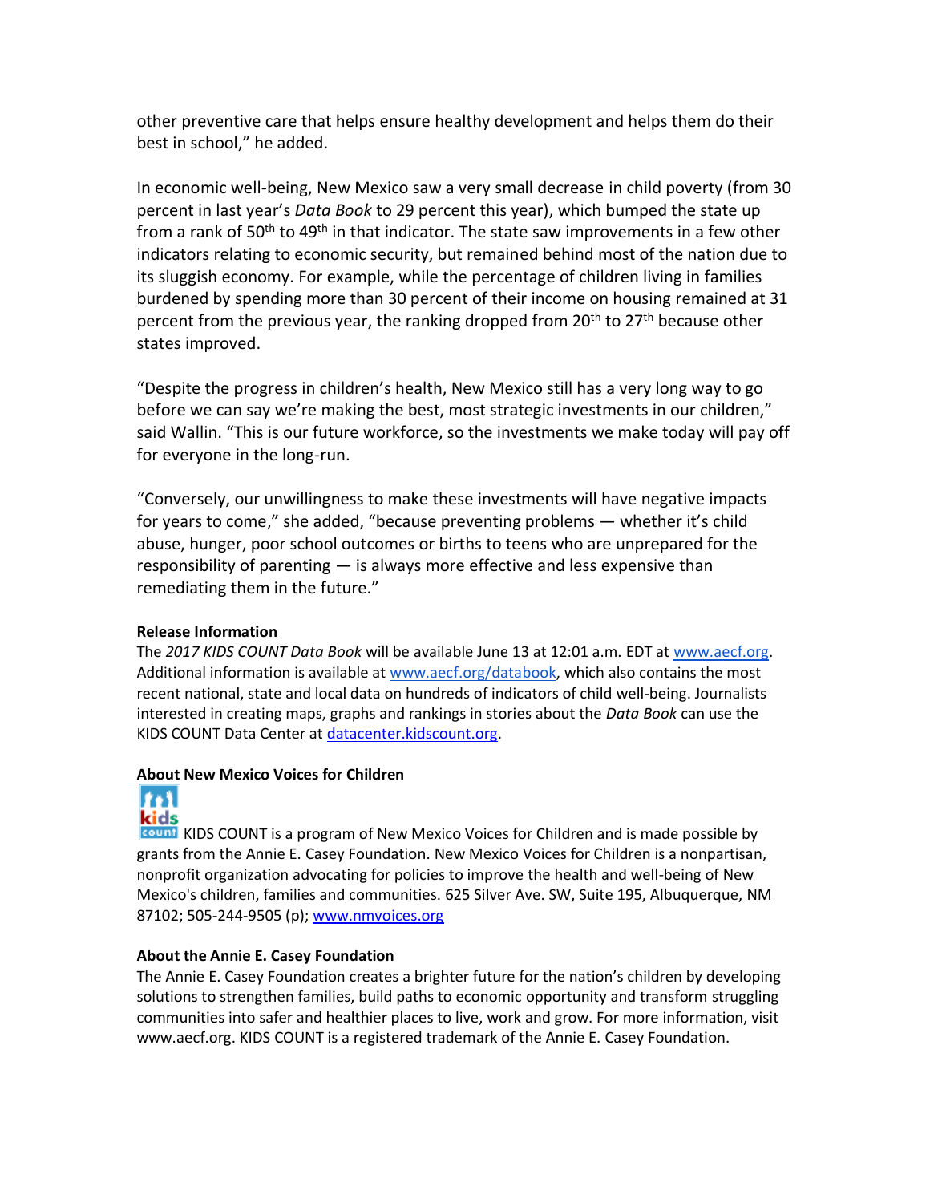other preventive care that helps ensure healthy development and helps them do their best in school," he added.

In economic well-being, New Mexico saw a very small decrease in child poverty (from 30 percent in last year's *Data Book* to 29 percent this year), which bumped the state up from a rank of 50th to 49th in that indicator. The state saw improvements in a few other indicators relating to economic security, but remained behind most of the nation due to its sluggish economy. For example, while the percentage of children living in families burdened by spending more than 30 percent of their income on housing remained at 31 percent from the previous year, the ranking dropped from 20th to 27th because other states improved.

"Despite the progress in children's health, New Mexico still has a very long way to go before we can say we're making the best, most strategic investments in our children," said Wallin. "This is our future workforce, so the investments we make today will pay off for everyone in the long-run.

"Conversely, our unwillingness to make these investments will have negative impacts for years to come," she added, "because preventing problems — whether it's child abuse, hunger, poor school outcomes or births to teens who are unprepared for the responsibility of parenting — is always more effective and less expensive than remediating them in the future."

**Release Information**

The *2017 KIDS COUNT Data Book* will be available June 13 at 12:01 a.m. EDT at www.aecf.org. Additional information is available at www.aecf.org/databook, which also contains the most recent national, state and local data on hundreds of indicators of child well-being. Journalists interested in creating maps, graphs and rankings in stories about the *Data Book* can use the KIDS COUNT Data Center at datacenter.kidscount.org.

**About New Mexico Voices for Children**

KIDS COUNT is a program of New Mexico Voices for Children and is made possible by grants from the Annie E. Casey Foundation. New Mexico Voices for Children is a nonpartisan, nonprofit organization advocating for policies to improve the health and well-being of New Mexico's children, families and communities. 625 Silver Ave. SW, Suite 195, Albuquerque, NM 87102; 505-244-9505 (p); www.nmvoices.org

**About the Annie E. Casey Foundation**

The Annie E. Casey Foundation creates a brighter future for the nation's children by developing solutions to strengthen families, build paths to economic opportunity and transform struggling communities into safer and healthier places to live, work and grow. For more information, visit www.aecf.org. KIDS COUNT is a registered trademark of the Annie E. Casey Foundation.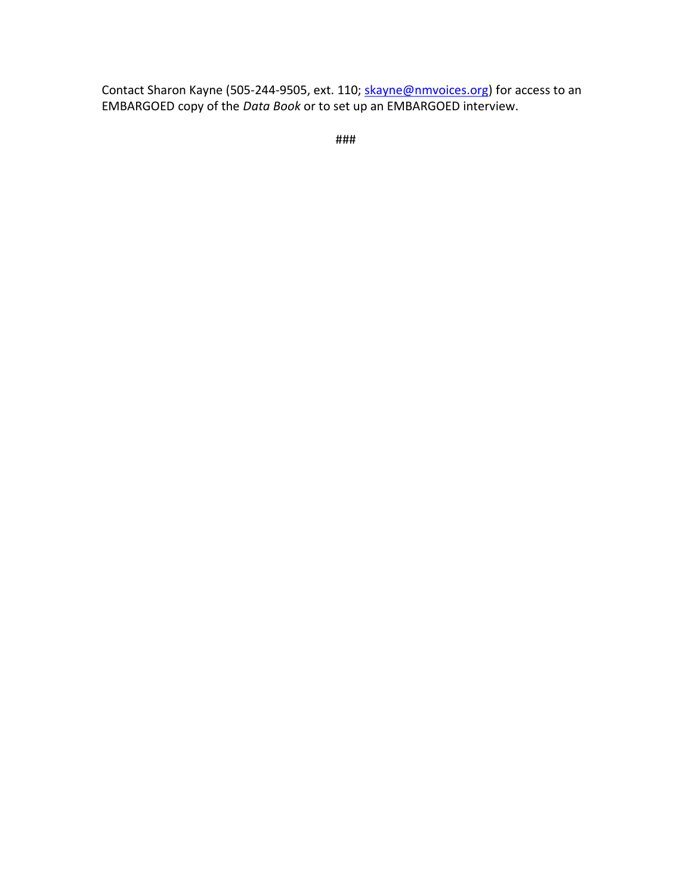Contact Sharon Kayne (505-244-9505, ext. 110; [skayne@nmvoices.org](mailto:skayne@nmvoices.org)) for access to an EMBARGOED copy of the *Data Book* or to set up an EMBARGOED interview.

###